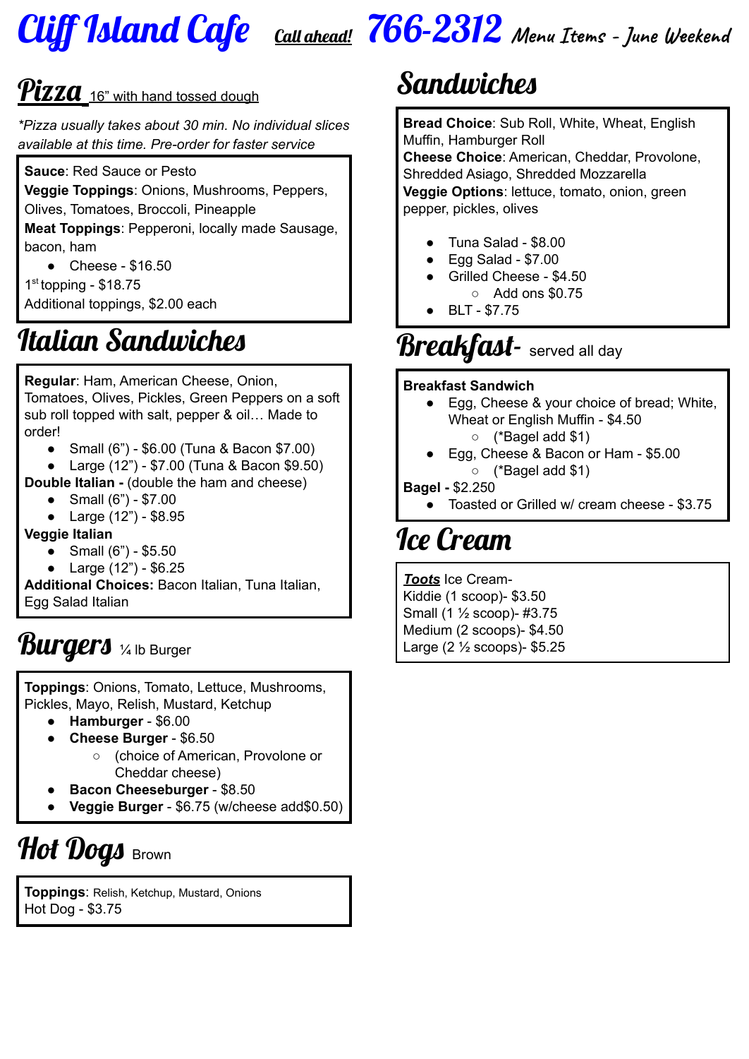# Cliff Island Cafe

**Call ahead!** 766-2312 Menu Items - June Weekend

## Pizza

16" with hand tossed dough

*\*Pizza usually takes about 30 min. No individual slices available at this time. Pre-order for faster service*

**Sauce**: Red Sauce or Pesto
**Veggie Toppings**: Onions, Mushrooms, Peppers, Olives, Tomatoes, Broccoli, Pineapple
**Meat Toppings**: Pepperoni, locally made Sausage, bacon, ham

- Cheese - $16.50

1st topping - $18.75
Additional toppings, $2.00 each

## Italian Sandwiches

**Regular**: Ham, American Cheese, Onion, Tomatoes, Olives, Pickles, Green Peppers on a soft sub roll topped with salt, pepper & oil… Made to order!

- Small (6") - $6.00 (Tuna & Bacon $7.00)
- Large (12") - $7.00 (Tuna & Bacon $9.50)

**Double Italian -** (double the ham and cheese)

- Small (6") - $7.00
- Large (12") - $8.95

**Veggie Italian**

- Small (6") - $5.50
- Large (12") - $6.25

**Additional Choices:** Bacon Italian, Tuna Italian, Egg Salad Italian

## Burgers

¼ lb Burger

**Toppings**: Onions, Tomato, Lettuce, Mushrooms, Pickles, Mayo, Relish, Mustard, Ketchup

- **Hamburger** - $6.00
- **Cheese Burger** - $6.50
  - (choice of American, Provolone or Cheddar cheese)
- **Bacon Cheeseburger** - $8.50
- **Veggie Burger** - $6.75 (w/cheese add$0.50)

## Hot Dogs

Brown

**Toppings**: Relish, Ketchup, Mustard, Onions
Hot Dog - $3.75

## Sandwiches

**Bread Choice**: Sub Roll, White, Wheat, English Muffin, Hamburger Roll
**Cheese Choice**: American, Cheddar, Provolone, Shredded Asiago, Shredded Mozzarella
**Veggie Options**: lettuce, tomato, onion, green pepper, pickles, olives

- Tuna Salad - $8.00
- Egg Salad - $7.00
- Grilled Cheese - $4.50
  - Add ons $0.75
- BLT - $7.75

## Breakfast-

served all day

**Breakfast Sandwich**

- Egg, Cheese & your choice of bread; White, Wheat or English Muffin - $4.50
  - (*Bagel add $1)
- Egg, Cheese & Bacon or Ham - $5.00
  - (*Bagel add $1)

**Bagel -** $2.250

- Toasted or Grilled w/ cream cheese - $3.75

## Ice Cream

***Toots*** Ice Cream-
Kiddie (1 scoop)- $3.50
Small (1 ½ scoop)- #3.75
Medium (2 scoops)- $4.50
Large (2 ½ scoops)- $5.25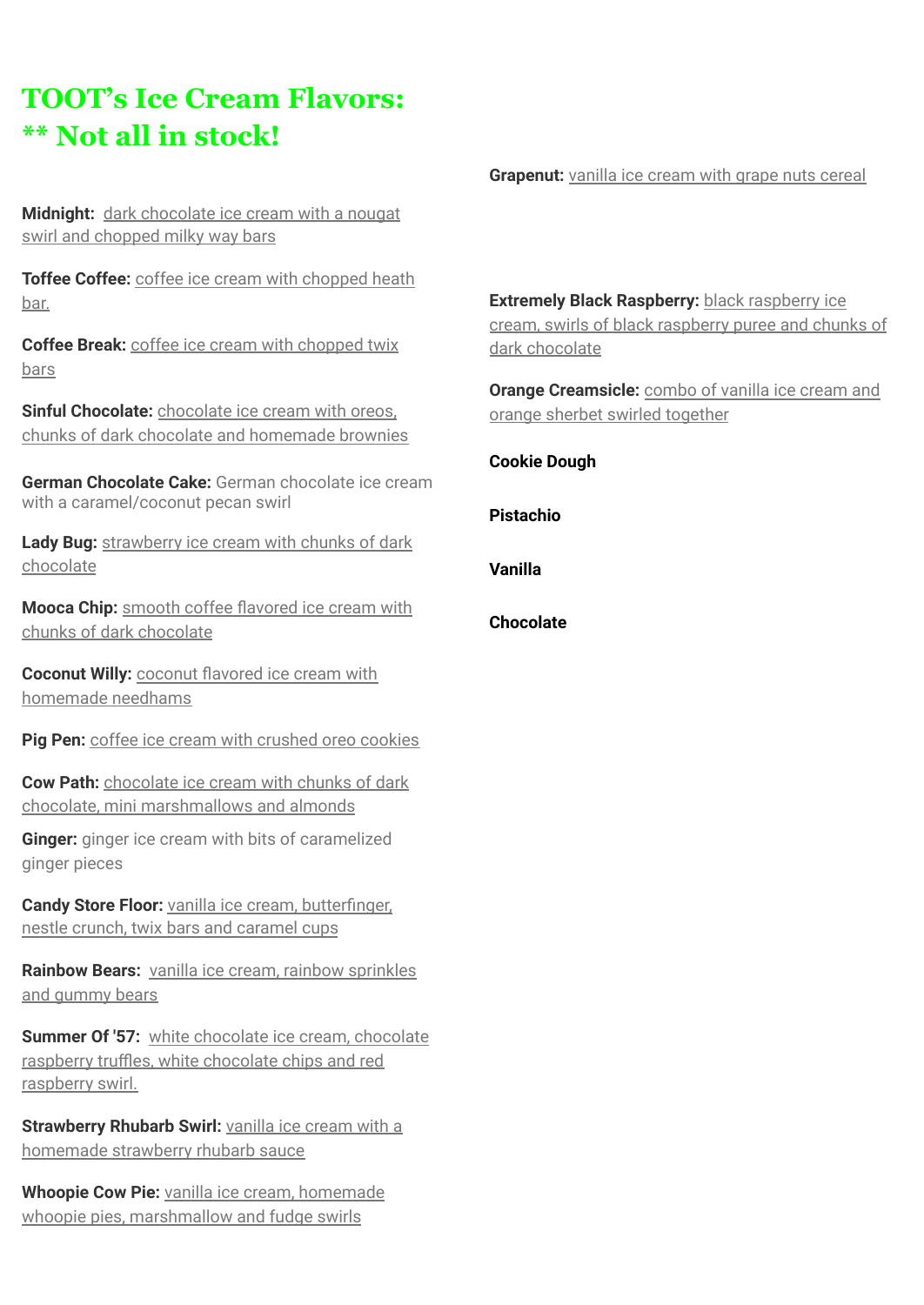# TOOT's Ice Cream Flavors:
# ** Not all in stock!

**Midnight:** dark chocolate ice cream with a nougat swirl and chopped milky way bars

**Toffee Coffee:** coffee ice cream with chopped heath bar.

**Coffee Break:** coffee ice cream with chopped twix bars

**Sinful Chocolate:** chocolate ice cream with oreos, chunks of dark chocolate and homemade brownies

**German Chocolate Cake:** German chocolate ice cream with a caramel/coconut pecan swirl

**Lady Bug:** strawberry ice cream with chunks of dark chocolate

**Mooca Chip:** smooth coffee flavored ice cream with chunks of dark chocolate

**Coconut Willy:** coconut flavored ice cream with homemade needhams

**Pig Pen:** coffee ice cream with crushed oreo cookies

**Cow Path:** chocolate ice cream with chunks of dark chocolate, mini marshmallows and almonds

**Ginger:** ginger ice cream with bits of caramelized ginger pieces

**Candy Store Floor:** vanilla ice cream, butterfinger, nestle crunch, twix bars and caramel cups

**Rainbow Bears:** vanilla ice cream, rainbow sprinkles and gummy bears

**Summer Of '57:** white chocolate ice cream, chocolate raspberry truffles, white chocolate chips and red raspberry swirl.

**Strawberry Rhubarb Swirl:** vanilla ice cream with a homemade strawberry rhubarb sauce

**Whoopie Cow Pie:** vanilla ice cream, homemade whoopie pies, marshmallow and fudge swirls

**Grapenut:** vanilla ice cream with grape nuts cereal

**Extremely Black Raspberry:** black raspberry ice cream, swirls of black raspberry puree and chunks of dark chocolate

**Orange Creamsicle:** combo of vanilla ice cream and orange sherbet swirled together

**Cookie Dough**

**Pistachio**

**Vanilla**

**Chocolate**